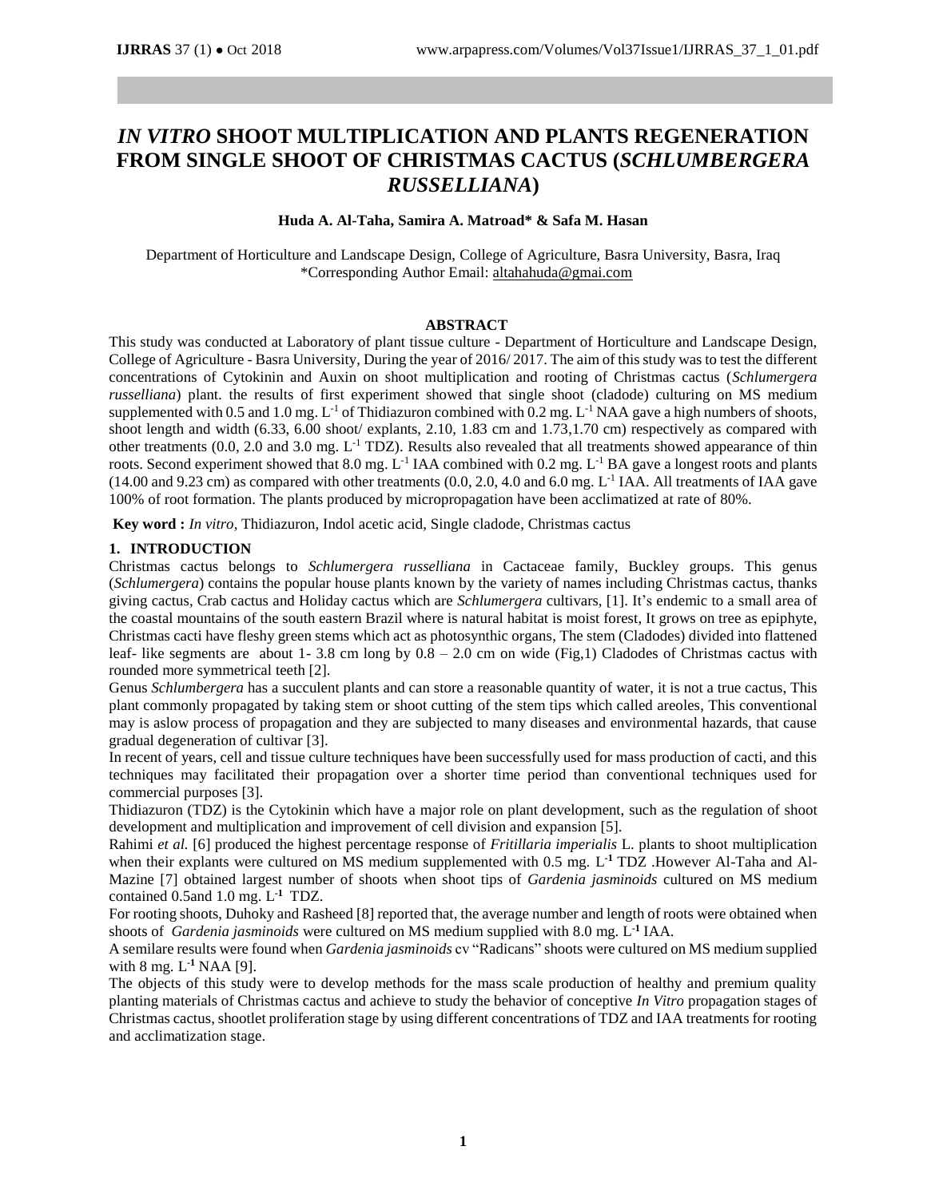# *IN VITRO* SHOOT MULTIPLICATION AND PLANTS REGENERATION FROM SINGLE SHOOT OF CHRISTMAS CACTUS (*SCHLUMBERGERA RUSSELLIANA*)

**Huda A. Al-Taha, Samira A. Matroad* & Safa M. Hasan**

Department of Horticulture and Landscape Design, College of Agriculture, Basra University, Basra, Iraq
*Corresponding Author Email: altahahuda@gmai.com

## ABSTRACT

This study was conducted at Laboratory of plant tissue culture - Department of Horticulture and Landscape Design, College of Agriculture - Basra University, During the year of 2016/ 2017. The aim of this study was to test the different concentrations of Cytokinin and Auxin on shoot multiplication and rooting of Christmas cactus (*Schlumergera russelliana*) plant. the results of first experiment showed that single shoot (cladode) culturing on MS medium supplemented with 0.5 and 1.0 mg. $L^{-1}$ of Thidiazuron combined with 0.2 mg. $L^{-1}$ NAA gave a high numbers of shoots, shoot length and width (6.33, 6.00 shoot/ explants, 2.10, 1.83 cm and 1.73,1.70 cm) respectively as compared with other treatments (0.0, 2.0 and 3.0 mg. $L^{-1}$ TDZ). Results also revealed that all treatments showed appearance of thin roots. Second experiment showed that 8.0 mg. $L^{-1}$ IAA combined with 0.2 mg. $L^{-1}$ BA gave a longest roots and plants (14.00 and 9.23 cm) as compared with other treatments (0.0, 2.0, 4.0 and 6.0 mg. $L^{-1}$ IAA. All treatments of IAA gave 100% of root formation. The plants produced by micropropagation have been acclimatized at rate of 80%.

**Key word :** *In vitro*, Thidiazuron, Indol acetic acid, Single cladode, Christmas cactus

## 1. INTRODUCTION

Christmas cactus belongs to *Schlumergera russelliana* in Cactaceae family, Buckley groups. This genus (*Schlumergera*) contains the popular house plants known by the variety of names including Christmas cactus, thanks giving cactus, Crab cactus and Holiday cactus which are *Schlumergera* cultivars, [1]. It's endemic to a small area of the coastal mountains of the south eastern Brazil where is natural habitat is moist forest, It grows on tree as epiphyte, Christmas cacti have fleshy green stems which act as photosynthic organs, The stem (Cladodes) divided into flattened leaf- like segments are about 1- 3.8 cm long by 0.8 – 2.0 cm on wide (Fig,1) Cladodes of Christmas cactus with rounded more symmetrical teeth [2].

Genus *Schlumbergera* has a succulent plants and can store a reasonable quantity of water, it is not a true cactus, This plant commonly propagated by taking stem or shoot cutting of the stem tips which called areoles, This conventional may is aslow process of propagation and they are subjected to many diseases and environmental hazards, that cause gradual degeneration of cultivar [3].

In recent of years, cell and tissue culture techniques have been successfully used for mass production of cacti, and this techniques may facilitated their propagation over a shorter time period than conventional techniques used for commercial purposes [3].

Thidiazuron (TDZ) is the Cytokinin which have a major role on plant development, such as the regulation of shoot development and multiplication and improvement of cell division and expansion [5].

Rahimi *et al.* [6] produced the highest percentage response of *Fritillaria imperialis* L. plants to shoot multiplication when their explants were cultured on MS medium supplemented with 0.5 mg. $L^{-1}$ TDZ .However Al-Taha and Al-Mazine [7] obtained largest number of shoots when shoot tips of *Gardenia jasminoids* cultured on MS medium contained 0.5and 1.0 mg. $L^{-1}$ TDZ.

For rooting shoots, Duhoky and Rasheed [8] reported that, the average number and length of roots were obtained when shoots of *Gardenia jasminoids* were cultured on MS medium supplied with 8.0 mg. $L^{-1}$ IAA.

A semilare results were found when *Gardenia jasminoids* cv "Radicans" shoots were cultured on MS medium supplied with 8 mg. $L^{-1}$ NAA [9].

The objects of this study were to develop methods for the mass scale production of healthy and premium quality planting materials of Christmas cactus and achieve to study the behavior of conceptive *In Vitro* propagation stages of Christmas cactus, shootlet proliferation stage by using different concentrations of TDZ and IAA treatments for rooting and acclimatization stage.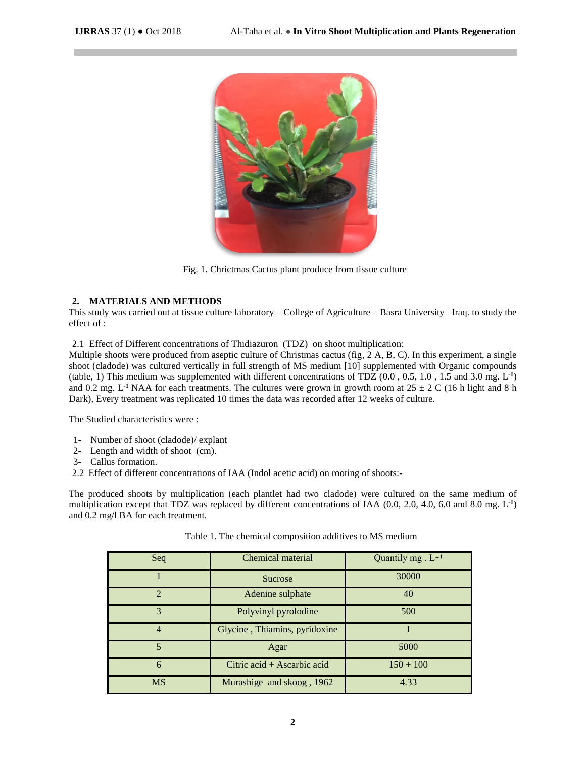Fig. 1. Chrictmas Cactus plant produce from tissue culture

## 2. MATERIALS AND METHODS

This study was carried out at tissue culture laboratory – College of Agriculture – Basra University –Iraq. to study the effect of :

2.1 Effect of Different concentrations of Thidiazuron (TDZ) on shoot multiplication:

Multiple shoots were produced from aseptic culture of Christmas cactus (fig, 2 A, B, C). In this experiment, a single shoot (cladode) was cultured vertically in full strength of MS medium [10] supplemented with Organic compounds (table, 1) This medium was supplemented with different concentrations of TDZ (0.0 , 0.5, 1.0 , 1.5 and 3.0 mg. $L^{-1}$) and 0.2 mg. $L^{-1}$ NAA for each treatments. The cultures were grown in growth room at 25 ± 2 C (16 h light and 8 h Dark), Every treatment was replicated 10 times the data was recorded after 12 weeks of culture.

The Studied characteristics were :

1- Number of shoot (cladode)/ explant
2- Length and width of shoot (cm).
3- Callus formation.

2.2 Effect of different concentrations of IAA (Indol acetic acid) on rooting of shoots:-

The produced shoots by multiplication (each plantlet had two cladode) were cultured on the same medium of multiplication except that TDZ was replaced by different concentrations of IAA (0.0, 2.0, 4.0, 6.0 and 8.0 mg. $L^{-1}$) and 0.2 mg/l BA for each treatment.

Table 1. The chemical composition additives to MS medium

| Seq | Chemical material | Quantily mg . $L^{-1}$ |
|---|---|---|
| 1 | Sucrose | 30000 |
| 2 | Adenine sulphate | 40 |
| 3 | Polyvinyl pyrolodine | 500 |
| 4 | Glycine , Thiamins, pyridoxine | 1 |
| 5 | Agar | 5000 |
| 6 | Citric acid + Ascarbic acid | 150 + 100 |
| MS | Murashige and skoog , 1962 | 4.33 |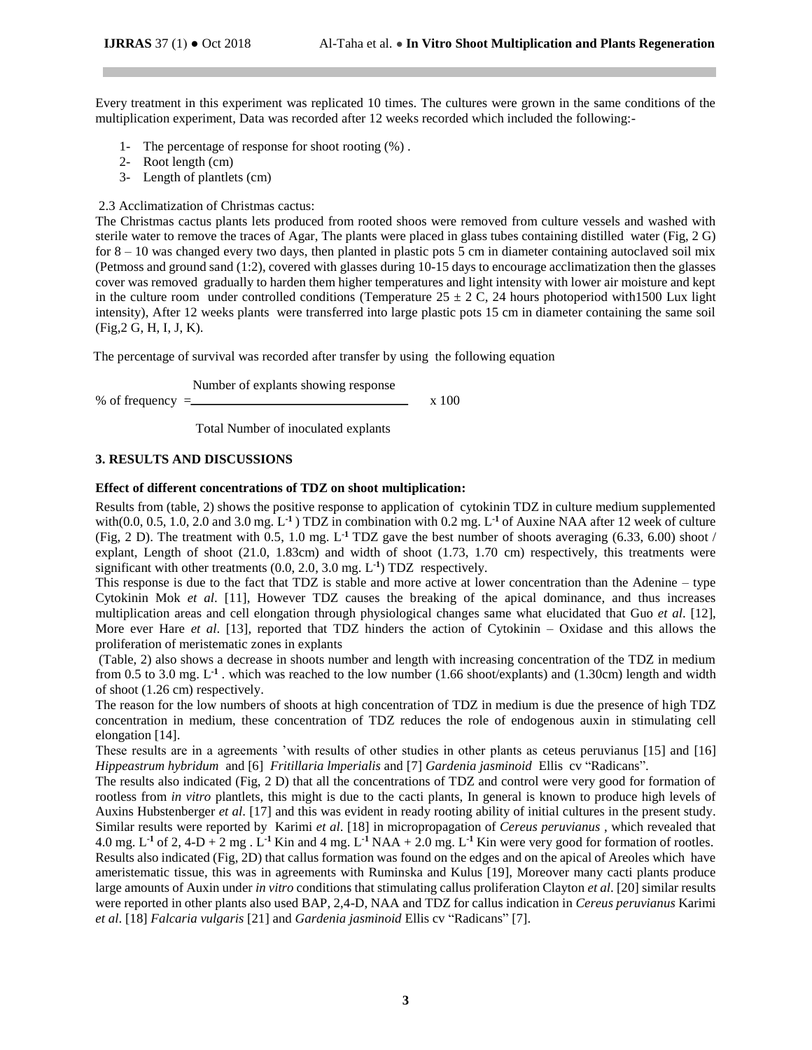Every treatment in this experiment was replicated 10 times. The cultures were grown in the same conditions of the multiplication experiment, Data was recorded after 12 weeks recorded which included the following:-

1- The percentage of response for shoot rooting (%) .
2- Root length (cm)
3- Length of plantlets (cm)

2.3 Acclimatization of Christmas cactus:

The Christmas cactus plants lets produced from rooted shoos were removed from culture vessels and washed with sterile water to remove the traces of Agar, The plants were placed in glass tubes containing distilled water (Fig, 2 G) for 8 – 10 was changed every two days, then planted in plastic pots 5 cm in diameter containing autoclaved soil mix (Petmoss and ground sand (1:2), covered with glasses during 10-15 days to encourage acclimatization then the glasses cover was removed gradually to harden them higher temperatures and light intensity with lower air moisture and kept in the culture room under controlled conditions (Temperature 25 ± 2 C, 24 hours photoperiod with1500 Lux light intensity), After 12 weeks plants were transferred into large plastic pots 15 cm in diameter containing the same soil (Fig,2 G, H, I, J, K).

The percentage of survival was recorded after transfer by using the following equation

$$\% \text{ of frequency } = \frac{\text{Number of explants showing response}}{\text{Total Number of inoculated explants}} \times 100$$

## 3. RESULTS AND DISCUSSIONS

**Effect of different concentrations of TDZ on shoot multiplication:**

Results from (table, 2) shows the positive response to application of cytokinin TDZ in culture medium supplemented with(0.0, 0.5, 1.0, 2.0 and 3.0 mg. $L^{-1}$ ) TDZ in combination with 0.2 mg. $L^{-1}$ of Auxine NAA after 12 week of culture (Fig, 2 D). The treatment with 0.5, 1.0 mg. $L^{-1}$ TDZ gave the best number of shoots averaging (6.33, 6.00) shoot / explant, Length of shoot (21.0, 1.83cm) and width of shoot (1.73, 1.70 cm) respectively, this treatments were significant with other treatments (0.0, 2.0, 3.0 mg. $L^{-1}$) TDZ respectively.

This response is due to the fact that TDZ is stable and more active at lower concentration than the Adenine – type Cytokinin Mok *et al*. [11], However TDZ causes the breaking of the apical dominance, and thus increases multiplication areas and cell elongation through physiological changes same what elucidated that Guo *et al*. [12], More ever Hare *et al*. [13], reported that TDZ hinders the action of Cytokinin – Oxidase and this allows the proliferation of meristematic zones in explants

(Table, 2) also shows a decrease in shoots number and length with increasing concentration of the TDZ in medium from 0.5 to 3.0 mg. $L^{-1}$ . which was reached to the low number (1.66 shoot/explants) and (1.30cm) length and width of shoot (1.26 cm) respectively.

The reason for the low numbers of shoots at high concentration of TDZ in medium is due the presence of high TDZ concentration in medium, these concentration of TDZ reduces the role of endogenous auxin in stimulating cell elongation [14].

These results are in a agreements 'with results of other studies in other plants as ceteus peruvianus [15] and [16] *Hippeastrum hybridum* and [6] *Fritillaria lmperialis* and [7] *Gardenia jasminoid* Ellis cv "Radicans".

The results also indicated (Fig, 2 D) that all the concentrations of TDZ and control were very good for formation of rootless from *in vitro* plantlets, this might is due to the cacti plants, In general is known to produce high levels of Auxins Hubstenberger *et al*. [17] and this was evident in ready rooting ability of initial cultures in the present study. Similar results were reported by Karimi *et al*. [18] in micropropagation of *Cereus peruvianus* , which revealed that 4.0 mg. $L^{-1}$ of 2, 4-D + 2 mg . $L^{-1}$ Kin and 4 mg. $L^{-1}$ NAA + 2.0 mg. $L^{-1}$ Kin were very good for formation of rootles. Results also indicated (Fig, 2D) that callus formation was found on the edges and on the apical of Areoles which have ameristematic tissue, this was in agreements with Ruminska and Kulus [19], Moreover many cacti plants produce large amounts of Auxin under *in vitro* conditions that stimulating callus proliferation Clayton *et al*. [20] similar results were reported in other plants also used BAP, 2,4-D, NAA and TDZ for callus indication in *Cereus peruvianus* Karimi *et al*. [18] *Falcaria vulgaris* [21] and *Gardenia jasminoid* Ellis cv "Radicans" [7].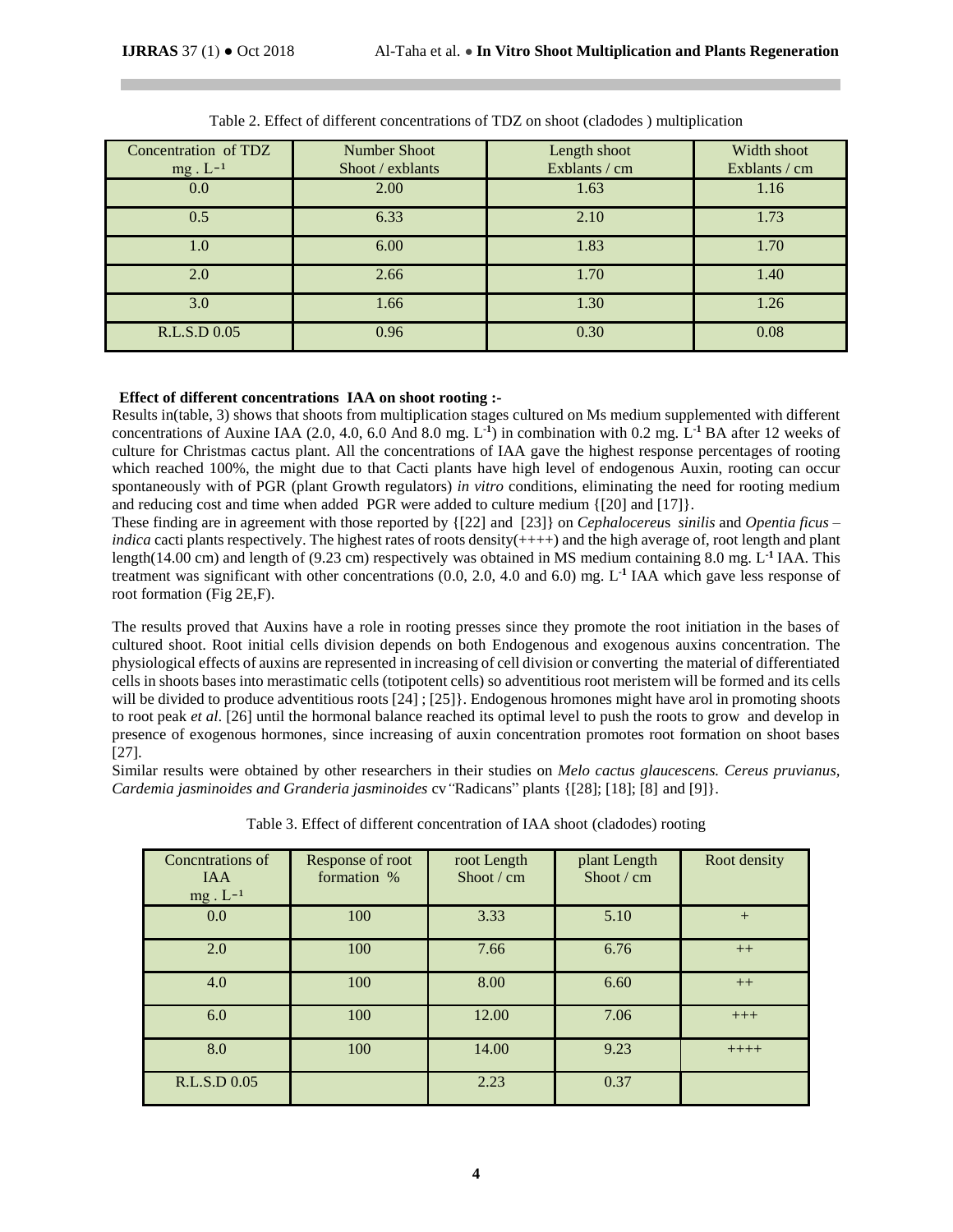Table 2. Effect of different concentrations of TDZ on shoot (cladodes ) multiplication

| Concentration of TDZ mg . L⁻¹ | Number Shoot Shoot / exblants | Length shoot Exblants / cm | Width shoot Exblants / cm |
|---|---|---|---|
| 0.0 | 2.00 | 1.63 | 1.16 |
| 0.5 | 6.33 | 2.10 | 1.73 |
| 1.0 | 6.00 | 1.83 | 1.70 |
| 2.0 | 2.66 | 1.70 | 1.40 |
| 3.0 | 1.66 | 1.30 | 1.26 |
| R.L.S.D 0.05 | 0.96 | 0.30 | 0.08 |

**Effect of different concentrations IAA on shoot rooting :-**

Results in(table, 3) shows that shoots from multiplication stages cultured on Ms medium supplemented with different concentrations of Auxine IAA (2.0, 4.0, 6.0 And 8.0 mg. $L^{-1}$) in combination with 0.2 mg. $L^{-1}$ BA after 12 weeks of culture for Christmas cactus plant. All the concentrations of IAA gave the highest response percentages of rooting which reached 100%, the might due to that Cacti plants have high level of endogenous Auxin, rooting can occur spontaneously with of PGR (plant Growth regulators) *in vitro* conditions, eliminating the need for rooting medium and reducing cost and time when added PGR were added to culture medium {[20] and [17]}.

These finding are in agreement with those reported by {[22] and [23]} on *Cephalocereus sinilis* and *Opentia ficus – indica* cacti plants respectively. The highest rates of roots density(++++) and the high average of, root length and plant length(14.00 cm) and length of (9.23 cm) respectively was obtained in MS medium containing 8.0 mg. $L^{-1}$ IAA. This treatment was significant with other concentrations (0.0, 2.0, 4.0 and 6.0) mg. $L^{-1}$ IAA which gave less response of root formation (Fig 2E,F).

The results proved that Auxins have a role in rooting presses since they promote the root initiation in the bases of cultured shoot. Root initial cells division depends on both Endogenous and exogenous auxins concentration. The physiological effects of auxins are represented in increasing of cell division or converting the material of differentiated cells in shoots bases into merastimatic cells (totipotent cells) so adventitious root meristem will be formed and its cells will be divided to produce adventitious roots [24] ; [25]}. Endogenous hromones might have arol in promoting shoots to root peak *et al*. [26] until the hormonal balance reached its optimal level to push the roots to grow and develop in presence of exogenous hormones, since increasing of auxin concentration promotes root formation on shoot bases [27].

Similar results were obtained by other researchers in their studies on *Melo cactus glaucescens. Cereus pruvianus, Cardemia jasminoides and Granderia jasminoides* cv "Radicans" plants {[28]; [18]; [8] and [9]}.

Table 3. Effect of different concentration of IAA shoot (cladodes) rooting

| Concntrations of IAA mg . L⁻¹ | Response of root formation % | root Length Shoot / cm | plant Length Shoot / cm | Root density |
|---|---|---|---|---|
| 0.0 | 100 | 3.33 | 5.10 | + |
| 2.0 | 100 | 7.66 | 6.76 | ++ |
| 4.0 | 100 | 8.00 | 6.60 | ++ |
| 6.0 | 100 | 12.00 | 7.06 | +++ |
| 8.0 | 100 | 14.00 | 9.23 | ++++ |
| R.L.S.D 0.05 | | 2.23 | 0.37 | |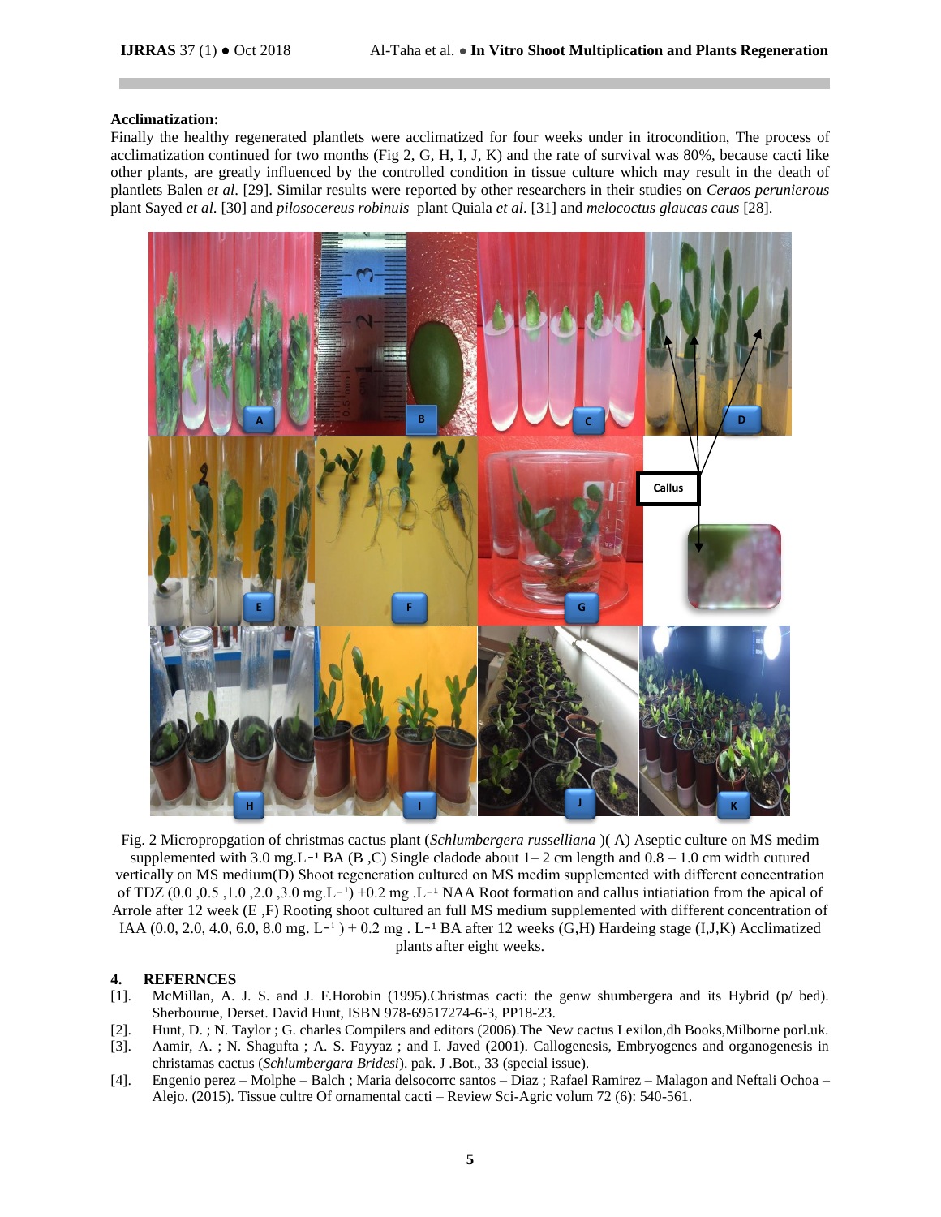**Acclimatization:**

Finally the healthy regenerated plantlets were acclimatized for four weeks under in itrocondition, The process of acclimatization continued for two months (Fig 2, G, H, I, J, K) and the rate of survival was 80%, because cacti like other plants, are greatly influenced by the controlled condition in tissue culture which may result in the death of plantlets Balen *et al*. [29]. Similar results were reported by other researchers in their studies on *Ceraos perunierous* plant Sayed *et al*. [30] and *pilosocereus robinuis* plant Quiala *et al*. [31] and *melococtus glaucas caus* [28].

Fig. 2 Micropropgation of christmas cactus plant (*Schlumbergera russelliana* )( A) Aseptic culture on MS medim supplemented with 3.0 mg.L⁻¹ BA (B ,C) Single cladode about 1– 2 cm length and 0.8 – 1.0 cm width cutured vertically on MS medium(D) Shoot regeneration cultured on MS medim supplemented with different concentration of TDZ (0.0 ,0.5 ,1.0 ,2.0 ,3.0 mg.L⁻¹) +0.2 mg .L⁻¹ NAA Root formation and callus intiatiation from the apical of Arrole after 12 week (E ,F) Rooting shoot cultured an full MS medium supplemented with different concentration of IAA (0.0, 2.0, 4.0, 6.0, 8.0 mg. L⁻¹ ) + 0.2 mg . L⁻¹ BA after 12 weeks (G,H) Hardeing stage (I,J,K) Acclimatized plants after eight weeks.

## 4. REFERNCES

[1]. McMillan, A. J. S. and J. F.Horobin (1995).Christmas cacti: the genw shumbergera and its Hybrid (p/ bed). Sherbourue, Derset. David Hunt, ISBN 978-69517274-6-3, PP18-23.

[2]. Hunt, D. ; N. Taylor ; G. charles Compilers and editors (2006).The New cactus Lexilon,dh Books,Milborne porl.uk.

[3]. Aamir, A. ; N. Shagufta ; A. S. Fayyaz ; and I. Javed (2001). Callogenesis, Embryogenes and organogenesis in christamas cactus (*Schlumbergara Bridesi*). pak. J .Bot., 33 (special issue).

[4]. Engenio perez – Molphe – Balch ; Maria delsocorrc santos – Diaz ; Rafael Ramirez – Malagon and Neftali Ochoa – Alejo. (2015). Tissue cultre Of ornamental cacti – Review Sci-Agric volum 72 (6): 540-561.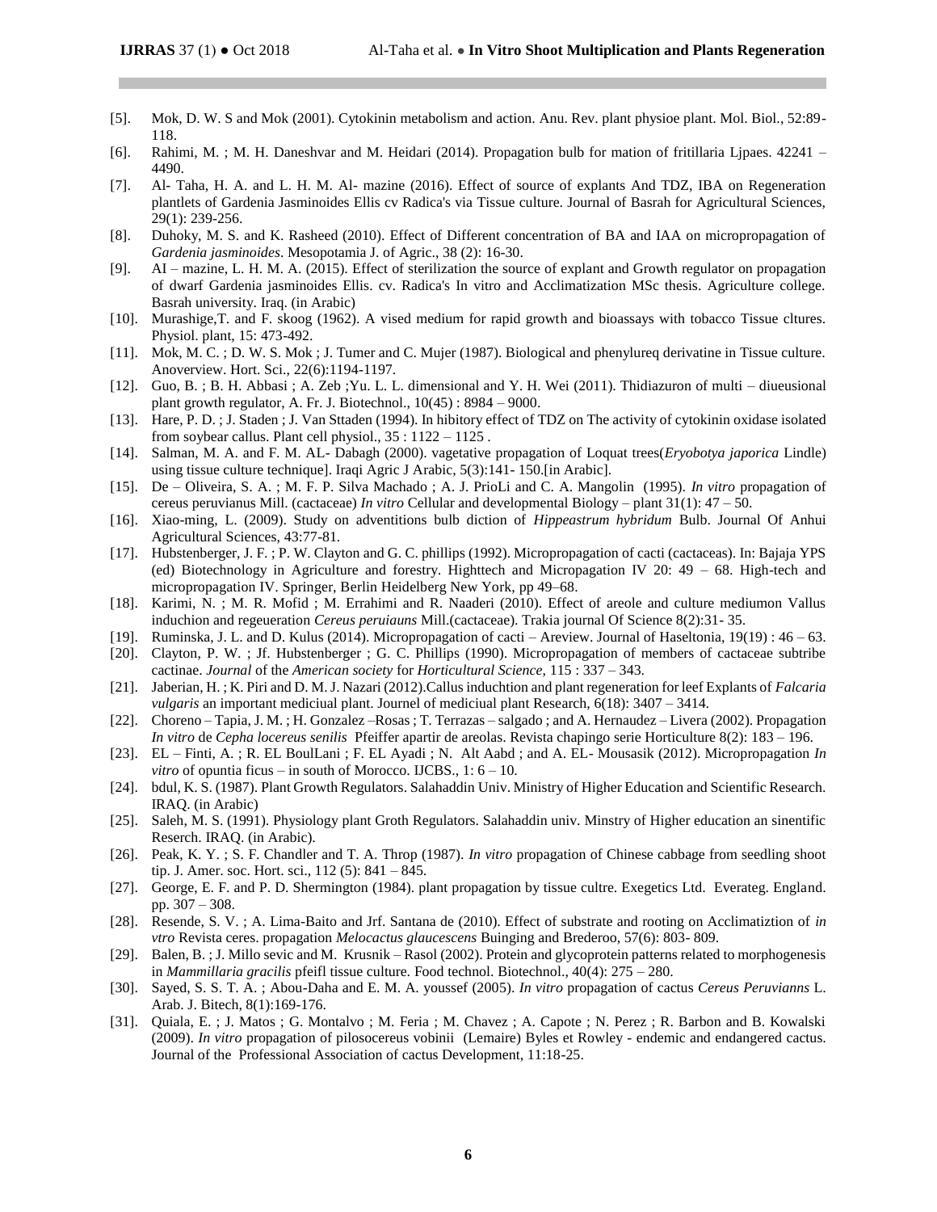[5]. Mok, D. W. S and Mok (2001). Cytokinin metabolism and action. Anu. Rev. plant physioe plant. Mol. Biol., 52:89-118.

[6]. Rahimi, M. ; M. H. Daneshvar and M. Heidari (2014). Propagation bulb for mation of fritillaria Ljpaes. 42241 – 4490.

[7]. Al- Taha, H. A. and L. H. M. Al- mazine (2016). Effect of source of explants And TDZ, IBA on Regeneration plantlets of Gardenia Jasminoides Ellis cv Radica's via Tissue culture. Journal of Basrah for Agricultural Sciences, 29(1): 239-256.

[8]. Duhoky, M. S. and K. Rasheed (2010). Effect of Different concentration of BA and IAA on micropropagation of *Gardenia jasminoides*. Mesopotamia J. of Agric., 38 (2): 16-30.

[9]. AI – mazine, L. H. M. A. (2015). Effect of sterilization the source of explant and Growth regulator on propagation of dwarf Gardenia jasminoides Ellis. cv. Radica's In vitro and Acclimatization MSc thesis. Agriculture college. Basrah university. Iraq. (in Arabic)

[10]. Murashige,T. and F. skoog (1962). A vised medium for rapid growth and bioassays with tobacco Tissue cltures. Physiol. plant, 15: 473-492.

[11]. Mok, M. C. ; D. W. S. Mok ; J. Tumer and C. Mujer (1987). Biological and phenylureq derivatine in Tissue culture. Anoverview. Hort. Sci., 22(6):1194-1197.

[12]. Guo, B. ; B. H. Abbasi ; A. Zeb ;Yu. L. L. dimensional and Y. H. Wei (2011). Thidiazuron of multi – diueusional plant growth regulator, A. Fr. J. Biotechnol., 10(45) : 8984 – 9000.

[13]. Hare, P. D. ; J. Staden ; J. Van Sttaden (1994). In hibitory effect of TDZ on The activity of cytokinin oxidase isolated from soybear callus. Plant cell physiol., 35 : 1122 – 1125 .

[14]. Salman, M. A. and F. M. AL- Dabagh (2000). vagetative propagation of Loquat trees(*Eryobotya japorica* Lindle) using tissue culture technique]. Iraqi Agric J Arabic, 5(3):141- 150.[in Arabic].

[15]. De – Oliveira, S. A. ; M. F. P. Silva Machado ; A. J. PrioLi and C. A. Mangolin (1995). *In vitro* propagation of cereus peruvianus Mill. (cactaceae) *In vitro* Cellular and developmental Biology – plant 31(1): 47 – 50.

[16]. Xiao-ming, L. (2009). Study on adventitions bulb diction of *Hippeastrum hybridum* Bulb. Journal Of Anhui Agricultural Sciences, 43:77-81.

[17]. Hubstenberger, J. F. ; P. W. Clayton and G. C. phillips (1992). Micropropagation of cacti (cactaceas). In: Bajaja YPS (ed) Biotechnology in Agriculture and forestry. Highttech and Micropagation IV 20: 49 – 68. High-tech and micropropagation IV. Springer, Berlin Heidelberg New York, pp 49–68.

[18]. Karimi, N. ; M. R. Mofid ; M. Errahimi and R. Naaderi (2010). Effect of areole and culture mediumon Vallus induchion and regeueration *Cereus peruiauns* Mill.(cactaceae). Trakia journal Of Science 8(2):31- 35.

[19]. Ruminska, J. L. and D. Kulus (2014). Micropropagation of cacti – Areview. Journal of Haseltonia, 19(19) : 46 – 63.

[20]. Clayton, P. W. ; Jf. Hubstenberger ; G. C. Phillips (1990). Micropropagation of members of cactaceae subtribe cactinae. *Journal* of the *American society* for *Horticultural Science*, 115 : 337 – 343.

[21]. Jaberian, H. ; K. Piri and D. M. J. Nazari (2012).Callus induchtion and plant regeneration for leef Explants of *Falcaria vulgaris* an important mediciual plant. Journel of mediciual plant Research, 6(18): 3407 – 3414.

[22]. Choreno – Tapia, J. M. ; H. Gonzalez –Rosas ; T. Terrazas – salgado ; and A. Hernaudez – Livera (2002). Propagation *In vitro* de *Cepha locereus senilis* Pfeiffer apartir de areolas. Revista chapingo serie Horticulture 8(2): 183 – 196.

[23]. EL – Finti, A. ; R. EL BoulLani ; F. EL Ayadi ; N. Alt Aabd ; and A. EL- Mousasik (2012). Micropropagation *In vitro* of opuntia ficus – in south of Morocco. IJCBS., 1: 6 – 10.

[24]. bdul, K. S. (1987). Plant Growth Regulators. Salahaddin Univ. Ministry of Higher Education and Scientific Research. IRAQ. (in Arabic)

[25]. Saleh, M. S. (1991). Physiology plant Groth Regulators. Salahaddin univ. Minstry of Higher education an sinentific Reserch. IRAQ. (in Arabic).

[26]. Peak, K. Y. ; S. F. Chandler and T. A. Throp (1987). *In vitro* propagation of Chinese cabbage from seedling shoot tip. J. Amer. soc. Hort. sci., 112 (5): 841 – 845.

[27]. George, E. F. and P. D. Shermington (1984). plant propagation by tissue cultre. Exegetics Ltd. Everateg. England. pp. 307 – 308.

[28]. Resende, S. V. ; A. Lima-Baito and Jrf. Santana de (2010). Effect of substrate and rooting on Acclimatiztion of *in vtro* Revista ceres. propagation *Melocactus glaucescens* Buinging and Brederoo, 57(6): 803- 809.

[29]. Balen, B. ; J. Millo sevic and M. Krusnik – Rasol (2002). Protein and glycoprotein patterns related to morphogenesis in *Mammillaria gracilis* pfeifl tissue culture. Food technol. Biotechnol., 40(4): 275 – 280.

[30]. Sayed, S. S. T. A. ; Abou-Daha and E. M. A. youssef (2005). *In vitro* propagation of cactus *Cereus Peruvianns* L. Arab. J. Bitech, 8(1):169-176.

[31]. Quiala, E. ; J. Matos ; G. Montalvo ; M. Feria ; M. Chavez ; A. Capote ; N. Perez ; R. Barbon and B. Kowalski (2009). *In vitro* propagation of pilosocereus vobinii (Lemaire) Byles et Rowley - endemic and endangered cactus. Journal of the Professional Association of cactus Development, 11:18-25.